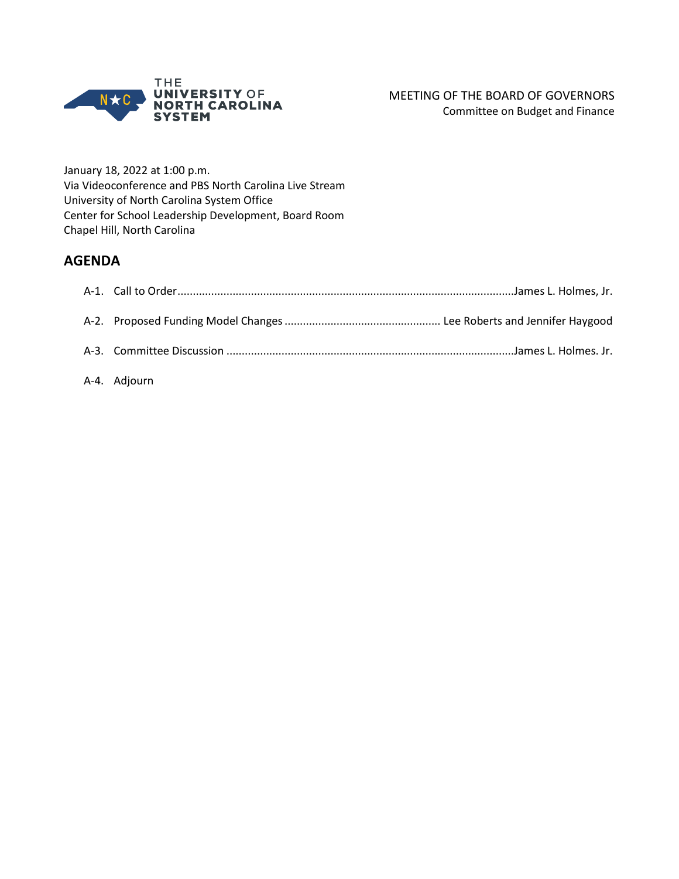THE UNIVERSITY OF NORTH CAROLINA SYSTEM

MEETING OF THE BOARD OF GOVERNORS
Committee on Budget and Finance

January 18, 2022 at 1:00 p.m.
Via Videoconference and PBS North Carolina Live Stream
University of North Carolina System Office
Center for School Leadership Development, Board Room
Chapel Hill, North Carolina

## AGENDA

A-1. Call to Order .......................................................... James L. Holmes, Jr.

A-2. Proposed Funding Model Changes .................................. Lee Roberts and Jennifer Haygood

A-3. Committee Discussion .................................................. James L. Holmes. Jr.

A-4. Adjourn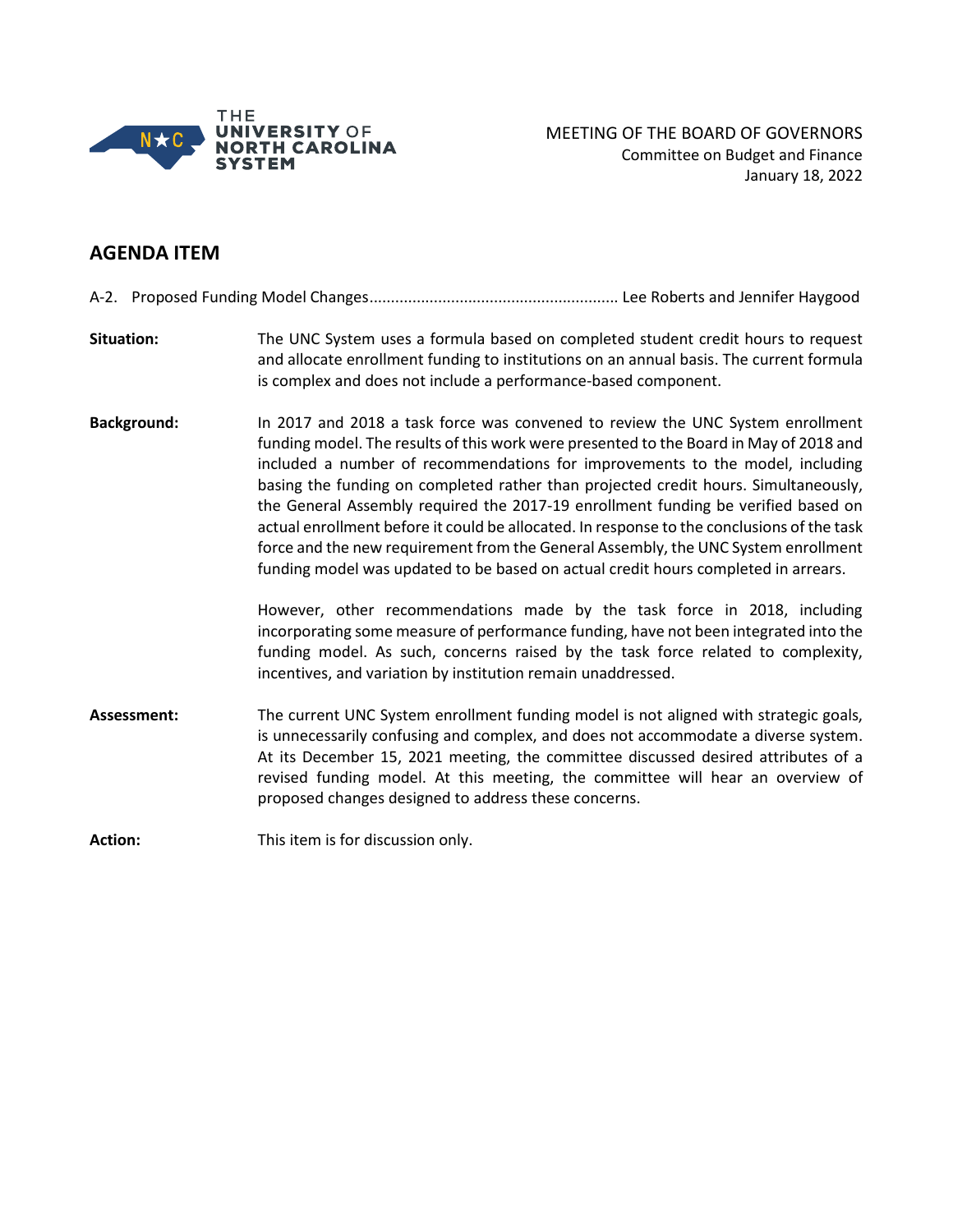MEETING OF THE BOARD OF GOVERNORS
Committee on Budget and Finance
January 18, 2022

## AGENDA ITEM

A-2. Proposed Funding Model Changes........................................................ Lee Roberts and Jennifer Haygood

**Situation:** The UNC System uses a formula based on completed student credit hours to request and allocate enrollment funding to institutions on an annual basis. The current formula is complex and does not include a performance-based component.

**Background:** In 2017 and 2018 a task force was convened to review the UNC System enrollment funding model. The results of this work were presented to the Board in May of 2018 and included a number of recommendations for improvements to the model, including basing the funding on completed rather than projected credit hours. Simultaneously, the General Assembly required the 2017-19 enrollment funding be verified based on actual enrollment before it could be allocated. In response to the conclusions of the task force and the new requirement from the General Assembly, the UNC System enrollment funding model was updated to be based on actual credit hours completed in arrears.

However, other recommendations made by the task force in 2018, including incorporating some measure of performance funding, have not been integrated into the funding model. As such, concerns raised by the task force related to complexity, incentives, and variation by institution remain unaddressed.

**Assessment:** The current UNC System enrollment funding model is not aligned with strategic goals, is unnecessarily confusing and complex, and does not accommodate a diverse system. At its December 15, 2021 meeting, the committee discussed desired attributes of a revised funding model. At this meeting, the committee will hear an overview of proposed changes designed to address these concerns.

**Action:** This item is for discussion only.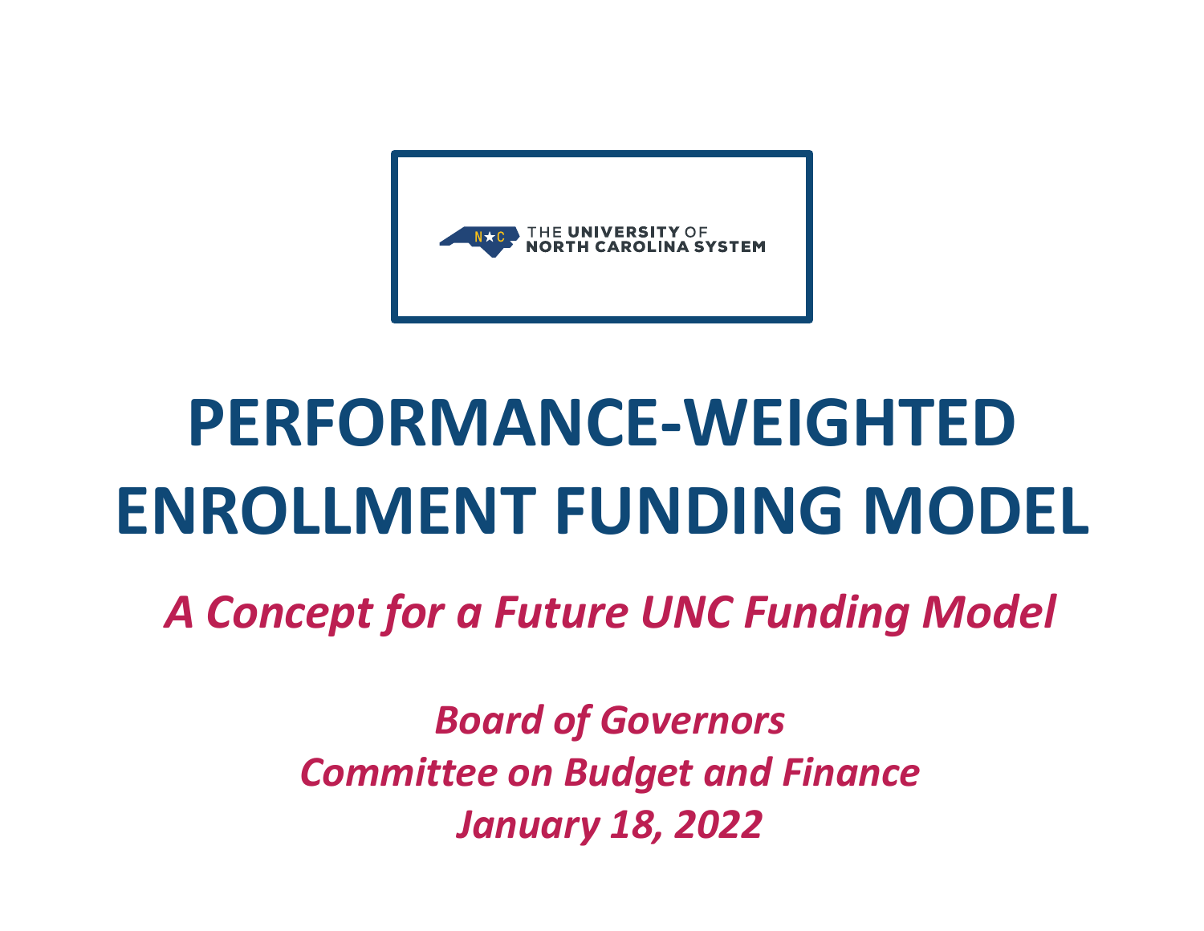THE UNIVERSITY OF NORTH CAROLINA SYSTEM

# PERFORMANCE-WEIGHTED ENROLLMENT FUNDING MODEL

*A Concept for a Future UNC Funding Model*

*Board of Governors*
*Committee on Budget and Finance*
*January 18, 2022*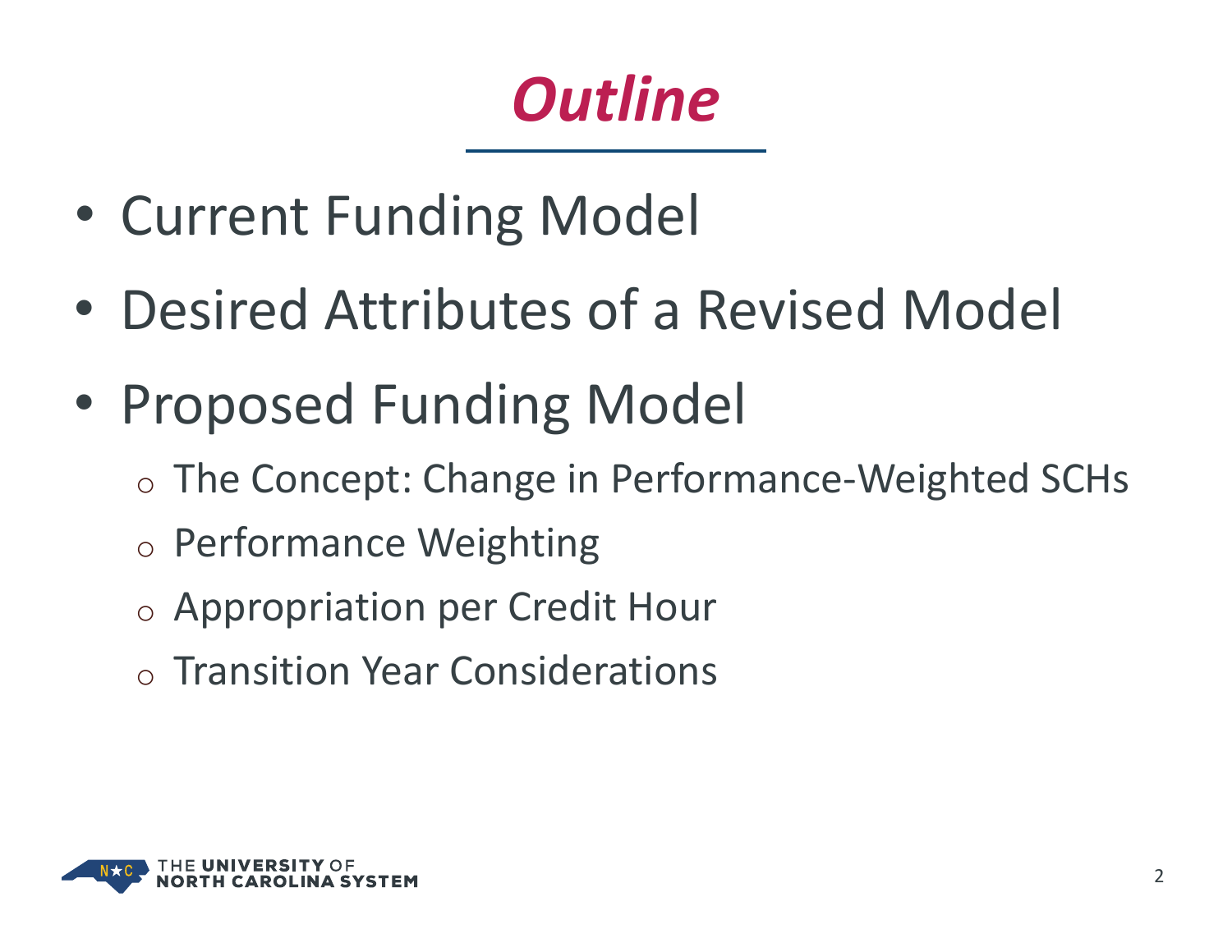# *Outline*

- Current Funding Model
- Desired Attributes of a Revised Model
- Proposed Funding Model
  - The Concept: Change in Performance-Weighted SCHs
  - Performance Weighting
  - Appropriation per Credit Hour
  - Transition Year Considerations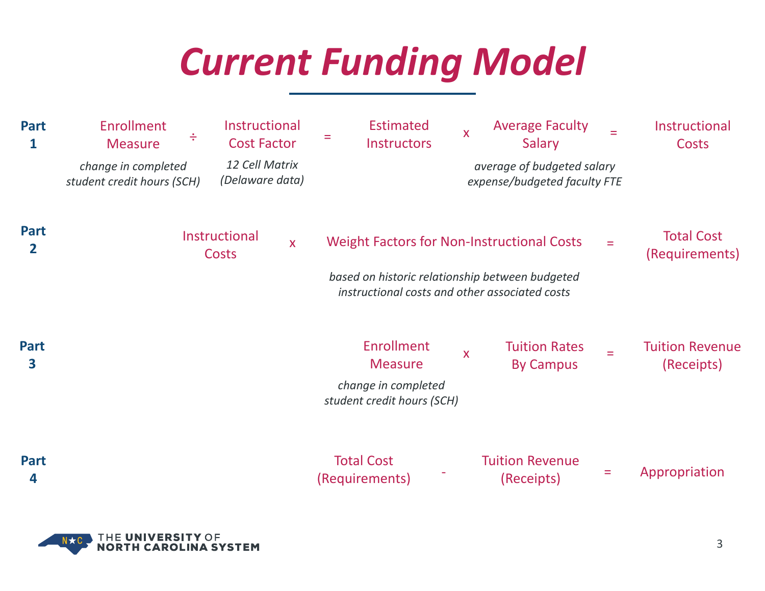# *Current Funding Model*

**Part 1**

Enrollment Measure ÷ Instructional Cost Factor = Estimated Instructors x Average Faculty Salary = Instructional Costs

- Enrollment Measure: *change in completed student credit hours (SCH)*
- Instructional Cost Factor: *12 Cell Matrix (Delaware data)*
- Average Faculty Salary: *average of budgeted salary expense/budgeted faculty FTE*

**Part 2**

Instructional Costs x Weight Factors for Non-Instructional Costs = Total Cost (Requirements)

- Weight Factors for Non-Instructional Costs: *based on historic relationship between budgeted instructional costs and other associated costs*

**Part 3**

Enrollment Measure x Tuition Rates By Campus = Tuition Revenue (Receipts)

- Enrollment Measure: *change in completed student credit hours (SCH)*

**Part 4**

Total Cost (Requirements) - Tuition Revenue (Receipts) = Appropriation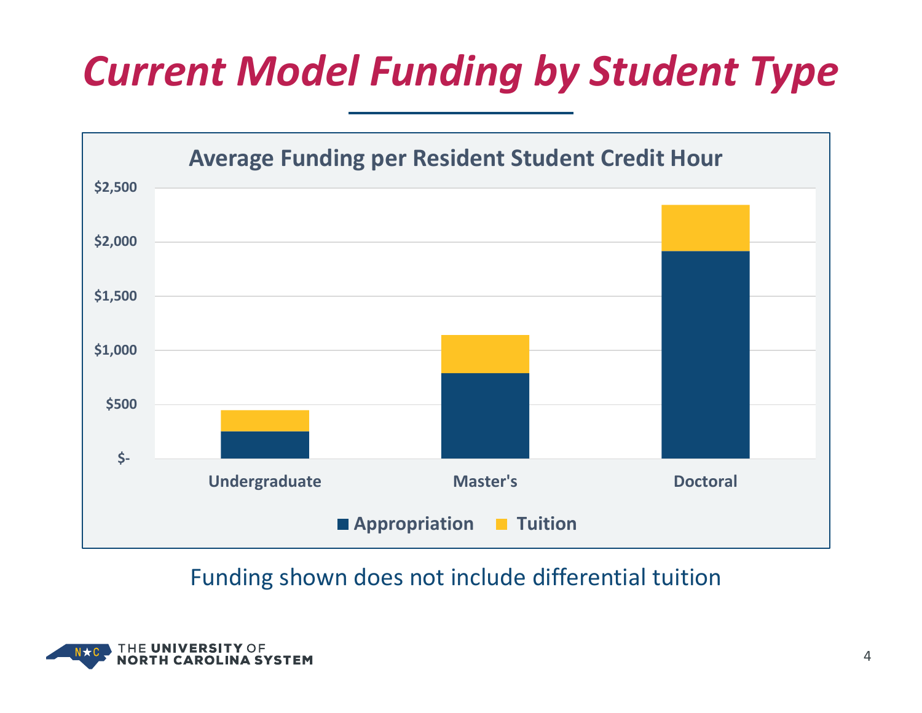# *Current Model Funding by Student Type*

**Average Funding per Resident Student Credit Hour**

$2,500
$2,000
$1,500
$1,000
$500
$-

Undergraduate | Master's | Doctoral

■ Appropriation ■ Tuition

Funding shown does not include differential tuition

THE UNIVERSITY OF NORTH CAROLINA SYSTEM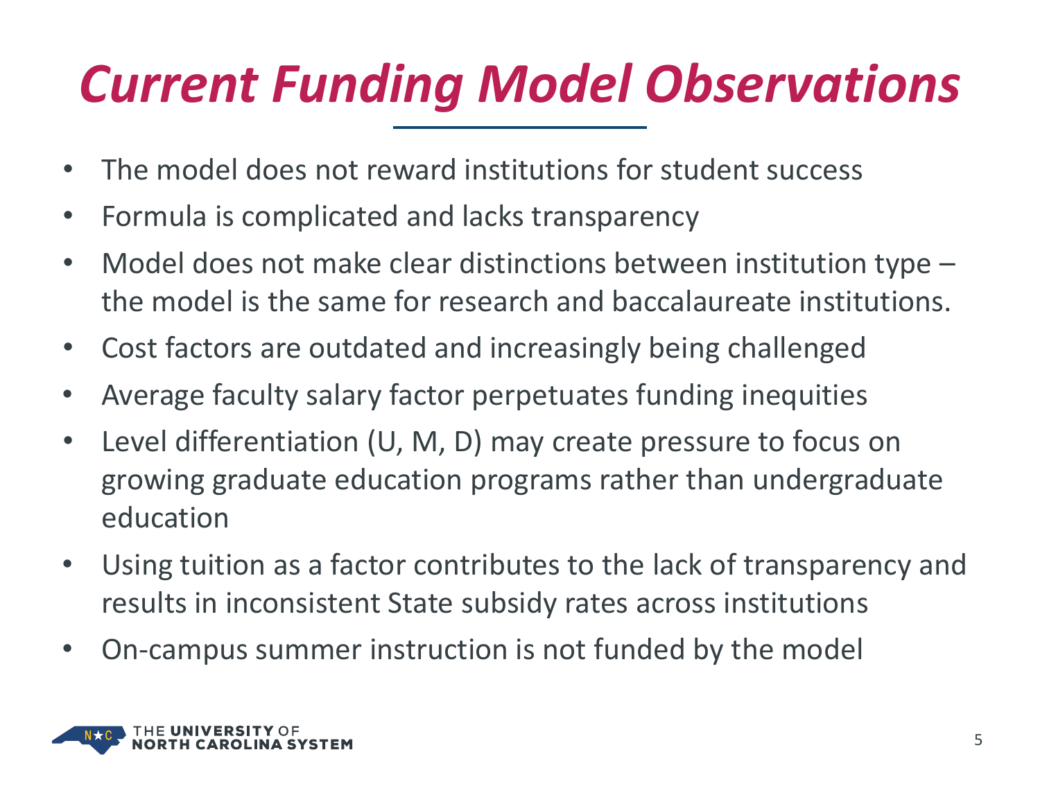# *Current Funding Model Observations*

- The model does not reward institutions for student success
- Formula is complicated and lacks transparency
- Model does not make clear distinctions between institution type – the model is the same for research and baccalaureate institutions.
- Cost factors are outdated and increasingly being challenged
- Average faculty salary factor perpetuates funding inequities
- Level differentiation (U, M, D) may create pressure to focus on growing graduate education programs rather than undergraduate education
- Using tuition as a factor contributes to the lack of transparency and results in inconsistent State subsidy rates across institutions
- On-campus summer instruction is not funded by the model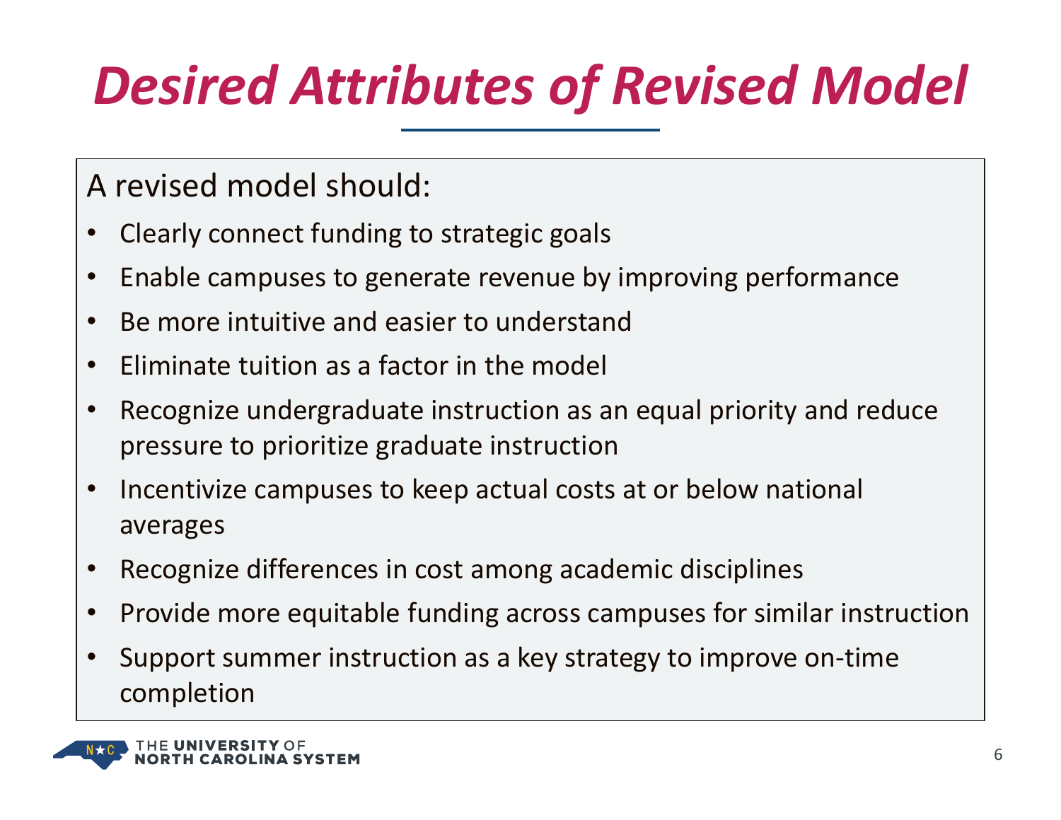# Desired Attributes of Revised Model

A revised model should:

- Clearly connect funding to strategic goals
- Enable campuses to generate revenue by improving performance
- Be more intuitive and easier to understand
- Eliminate tuition as a factor in the model
- Recognize undergraduate instruction as an equal priority and reduce pressure to prioritize graduate instruction
- Incentivize campuses to keep actual costs at or below national averages
- Recognize differences in cost among academic disciplines
- Provide more equitable funding across campuses for similar instruction
- Support summer instruction as a key strategy to improve on-time completion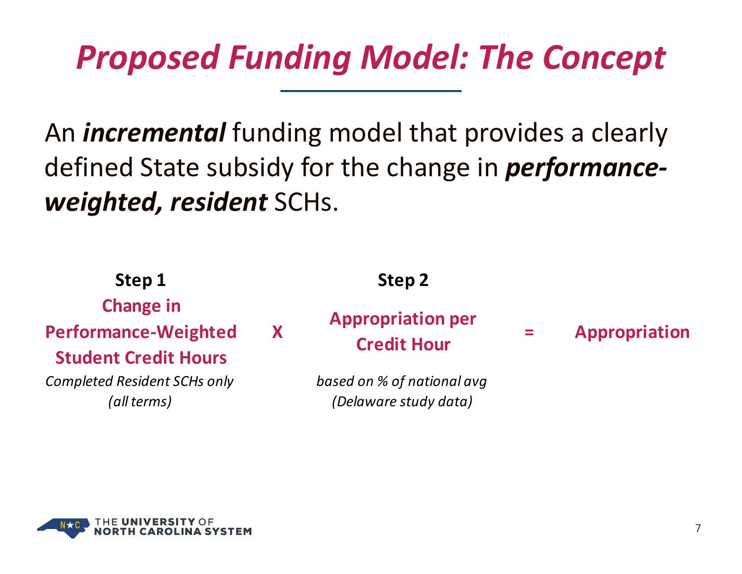# *Proposed Funding Model: The Concept*

An ***incremental*** funding model that provides a clearly defined State subsidy for the change in ***performance-weighted, resident*** SCHs.

| Step 1 | | Step 2 | | |
|---|---|---|---|---|
| **Change in Performance-Weighted Student Credit Hours** | **X** | **Appropriation per Credit Hour** | **=** | **Appropriation** |
| *Completed Resident SCHs only (all terms)* | | *based on % of national avg (Delaware study data)* | | |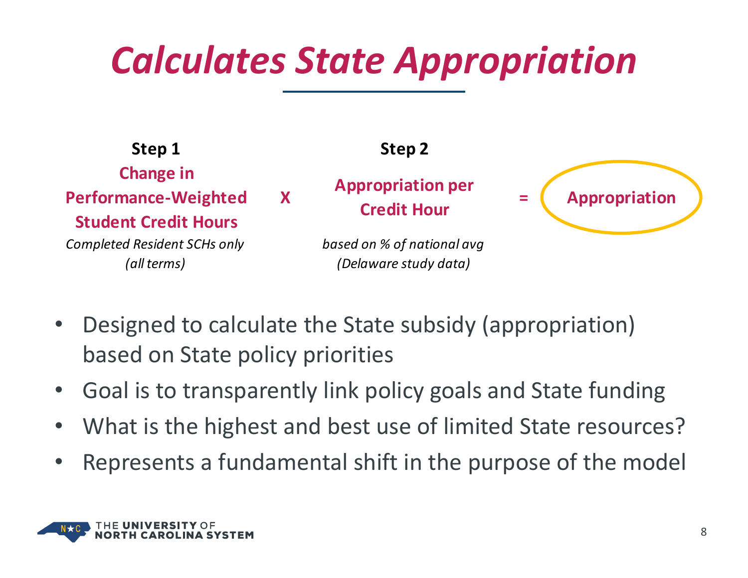# Calculates State Appropriation

| Step 1 | | Step 2 | | |
|---|---|---|---|---|
| **Change in Performance-Weighted Student Credit Hours** | X | **Appropriation per Credit Hour** | = | **Appropriation** |
| *Completed Resident SCHs only (all terms)* | | *based on % of national avg (Delaware study data)* | | |

- Designed to calculate the State subsidy (appropriation) based on State policy priorities
- Goal is to transparently link policy goals and State funding
- What is the highest and best use of limited State resources?
- Represents a fundamental shift in the purpose of the model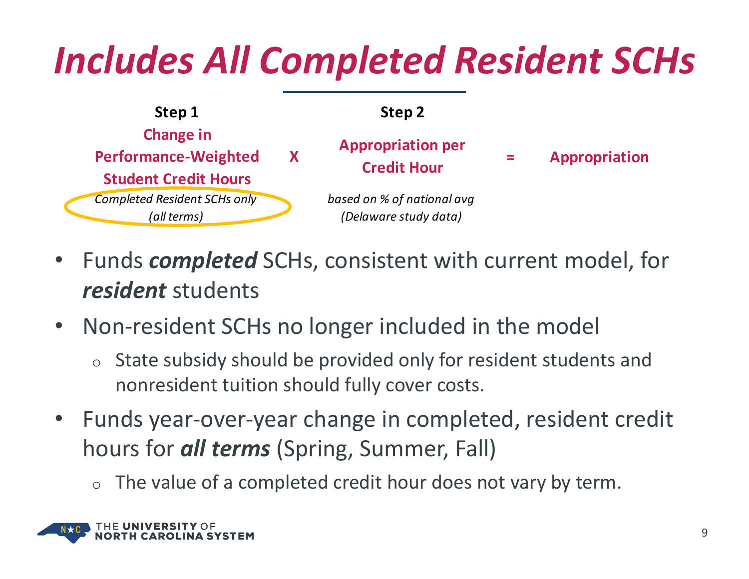# Includes All Completed Resident SCHs

| Step 1 | | Step 2 | | |
|---|---|---|---|---|
| **Change in Performance-Weighted Student Credit Hours** | **X** | **Appropriation per Credit Hour** | **=** | **Appropriation** |
| *Completed Resident SCHs only (all terms)* | | *based on % of national avg (Delaware study data)* | | |

- Funds ***completed*** SCHs, consistent with current model, for ***resident*** students
- Non-resident SCHs no longer included in the model
  - State subsidy should be provided only for resident students and nonresident tuition should fully cover costs.
- Funds year-over-year change in completed, resident credit hours for ***all terms*** (Spring, Summer, Fall)
  - The value of a completed credit hour does not vary by term.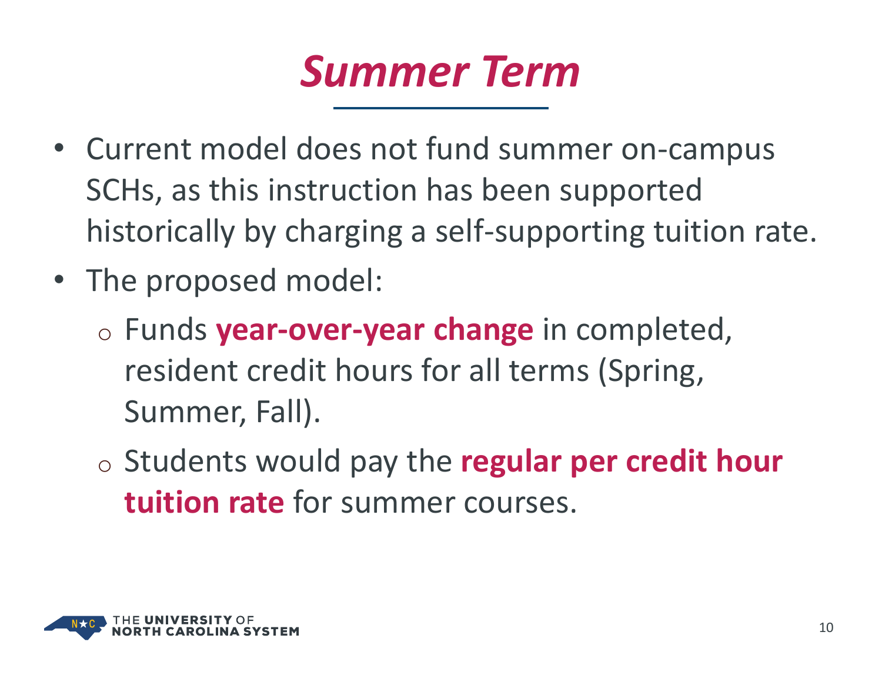# *Summer Term*

- Current model does not fund summer on-campus SCHs, as this instruction has been supported historically by charging a self-supporting tuition rate.
- The proposed model:
  - Funds **year-over-year change** in completed, resident credit hours for all terms (Spring, Summer, Fall).
  - Students would pay the **regular per credit hour tuition rate** for summer courses.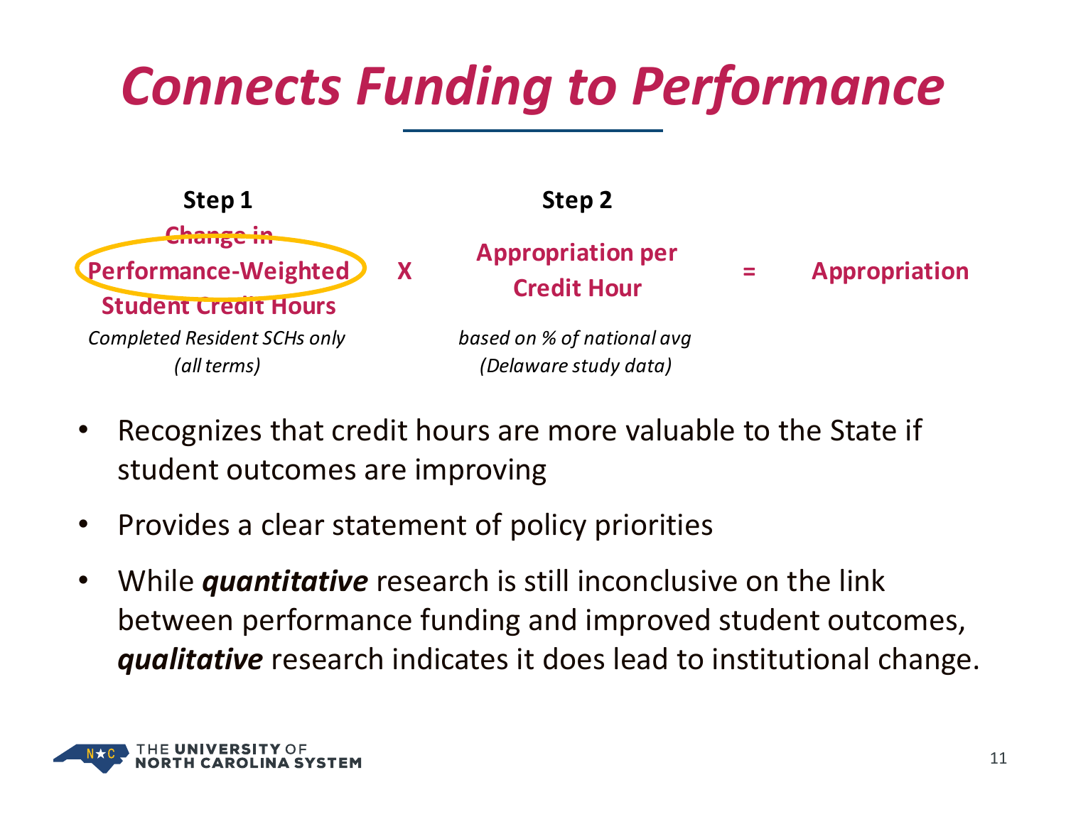# Connects Funding to Performance

| Step 1 | | Step 2 | | |
|---|---|---|---|---|
| **Change in Performance-Weighted Student Credit Hours** | **X** | **Appropriation per Credit Hour** | **=** | **Appropriation** |
| *Completed Resident SCHs only (all terms)* | | *based on % of national avg (Delaware study data)* | | |

- Recognizes that credit hours are more valuable to the State if student outcomes are improving
- Provides a clear statement of policy priorities
- While ***quantitative*** research is still inconclusive on the link between performance funding and improved student outcomes, ***qualitative*** research indicates it does lead to institutional change.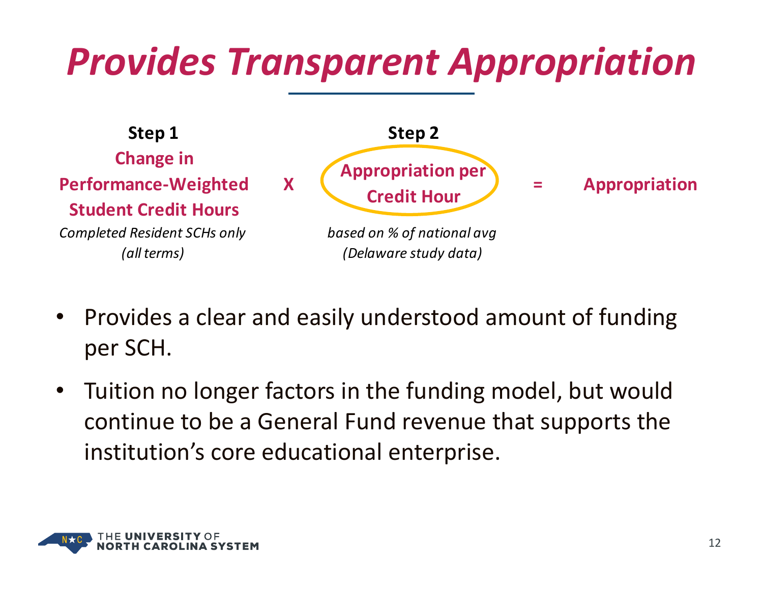# *Provides Transparent Appropriation*

| Step 1 | | Step 2 | | |
|---|---|---|---|---|
| **Change in Performance-Weighted Student Credit Hours** | X | **Appropriation per Credit Hour** | = | **Appropriation** |
| *Completed Resident SCHs only (all terms)* | | *based on % of national avg (Delaware study data)* | | |

- Provides a clear and easily understood amount of funding per SCH.
- Tuition no longer factors in the funding model, but would continue to be a General Fund revenue that supports the institution's core educational enterprise.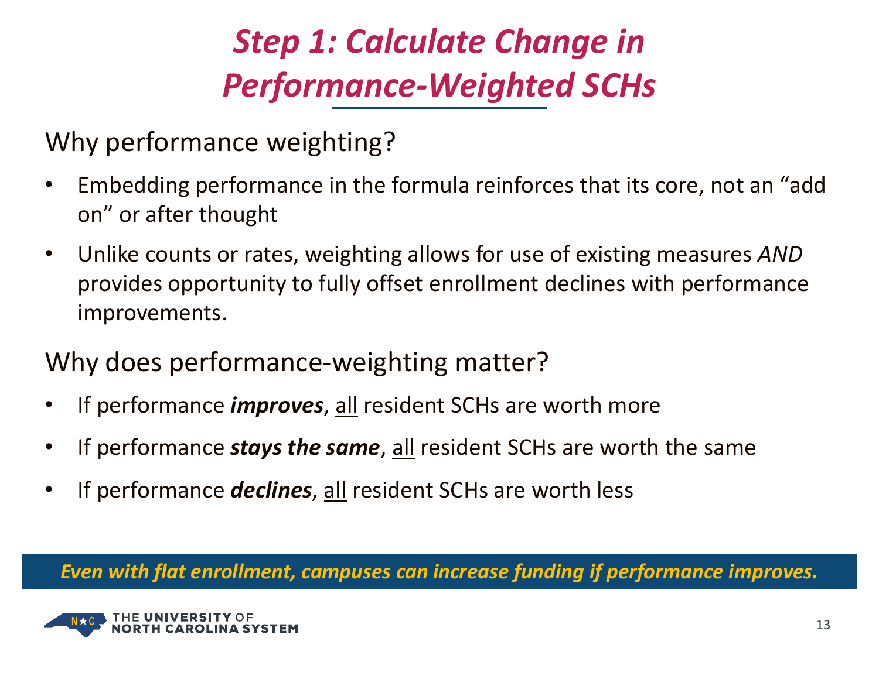# *Step 1: Calculate Change in Performance-Weighted SCHs*

## Why performance weighting?

- Embedding performance in the formula reinforces that its core, not an “add on” or after thought
- Unlike counts or rates, weighting allows for use of existing measures *AND* provides opportunity to fully offset enrollment declines with performance improvements.

## Why does performance-weighting matter?

- If performance ***improves***, <u>all</u> resident SCHs are worth more
- If performance ***stays the same***, <u>all</u> resident SCHs are worth the same
- If performance ***declines***, <u>all</u> resident SCHs are worth less

***Even with flat enrollment, campuses can increase funding if performance improves.***

THE UNIVERSITY OF NORTH CAROLINA SYSTEM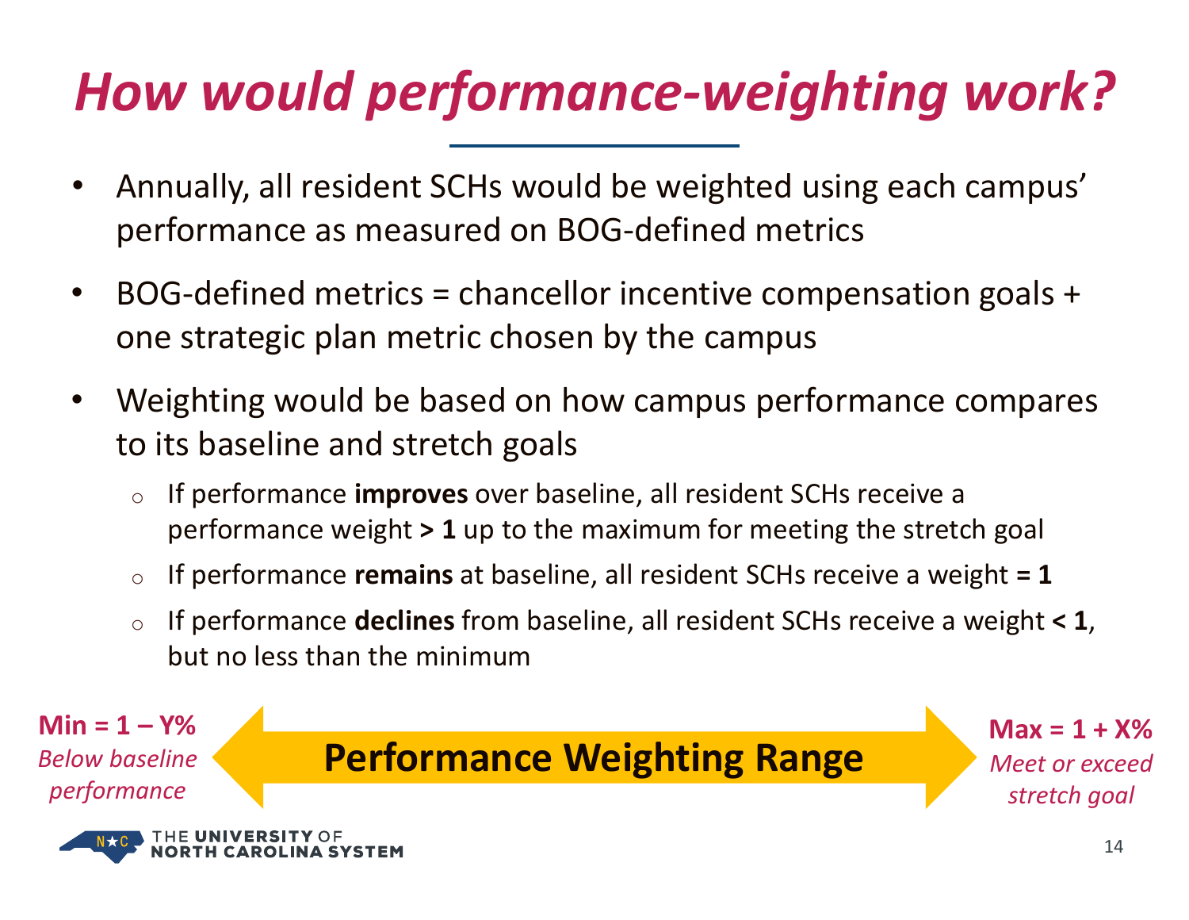# How would performance-weighting work?

- Annually, all resident SCHs would be weighted using each campus' performance as measured on BOG-defined metrics
- BOG-defined metrics = chancellor incentive compensation goals + one strategic plan metric chosen by the campus
- Weighting would be based on how campus performance compares to its baseline and stretch goals
  - If performance **improves** over baseline, all resident SCHs receive a performance weight **> 1** up to the maximum for meeting the stretch goal
  - If performance **remains** at baseline, all resident SCHs receive a weight **= 1**
  - If performance **declines** from baseline, all resident SCHs receive a weight **< 1**, but no less than the minimum

**Min = 1 – Y%**
*Below baseline performance*

**Performance Weighting Range**

**Max = 1 + X%**
*Meet or exceed stretch goal*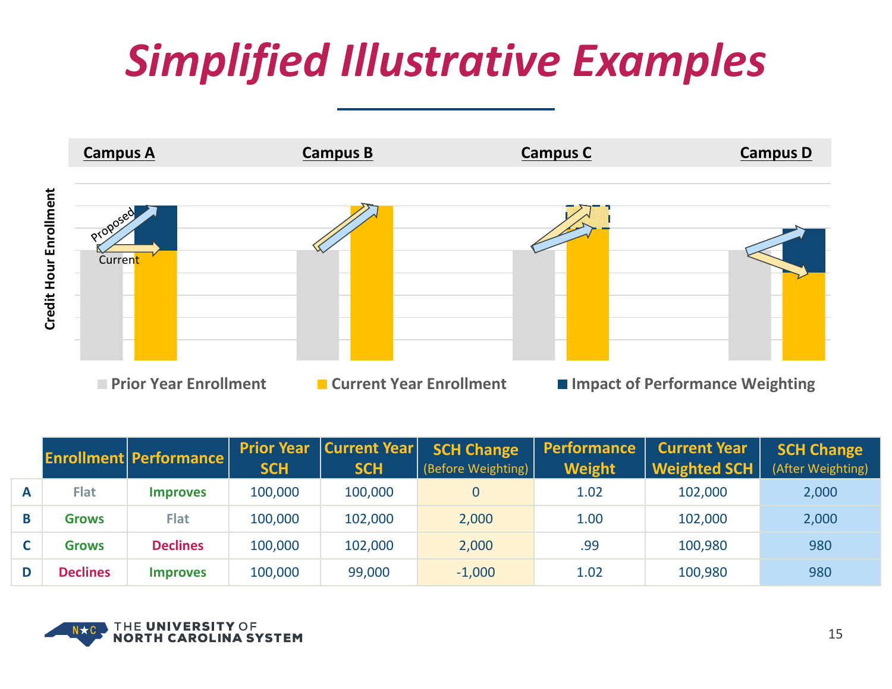# Simplified Illustrative Examples

**Campus A** **Campus B** **Campus C** **Campus D**

Credit Hour Enrollment

Proposed

Current

Prior Year Enrollment | Current Year Enrollment | Impact of Performance Weighting

| | Enrollment | Performance | Prior Year SCH | Current Year SCH | SCH Change (Before Weighting) | Performance Weight | Current Year Weighted SCH | SCH Change (After Weighting) |
|---|---|---|---|---|---|---|---|---|
| A | Flat | Improves | 100,000 | 100,000 | 0 | 1.02 | 102,000 | 2,000 |
| B | Grows | Flat | 100,000 | 102,000 | 2,000 | 1.00 | 102,000 | 2,000 |
| C | Grows | Declines | 100,000 | 102,000 | 2,000 | .99 | 100,980 | 980 |
| D | Declines | Improves | 100,000 | 99,000 | -1,000 | 1.02 | 100,980 | 980 |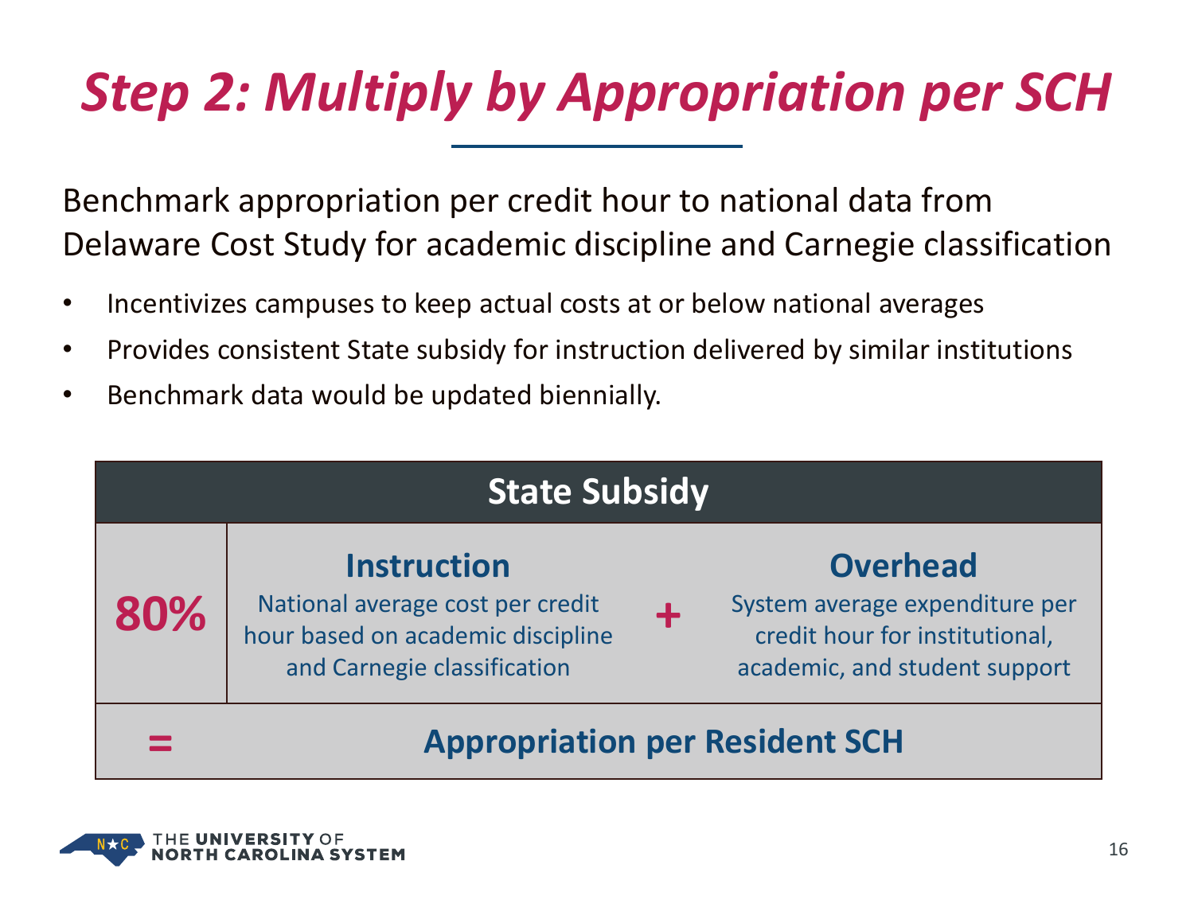# Step 2: Multiply by Appropriation per SCH

Benchmark appropriation per credit hour to national data from Delaware Cost Study for academic discipline and Carnegie classification

- Incentivizes campuses to keep actual costs at or below national averages
- Provides consistent State subsidy for instruction delivered by similar institutions
- Benchmark data would be updated biennially.

| State Subsidy | | | |
|---|---|---|---|
| 80% | **Instruction**<br>National average cost per credit hour based on academic discipline and Carnegie classification | + | **Overhead**<br>System average expenditure per credit hour for institutional, academic, and student support |
| = | **Appropriation per Resident SCH** | | |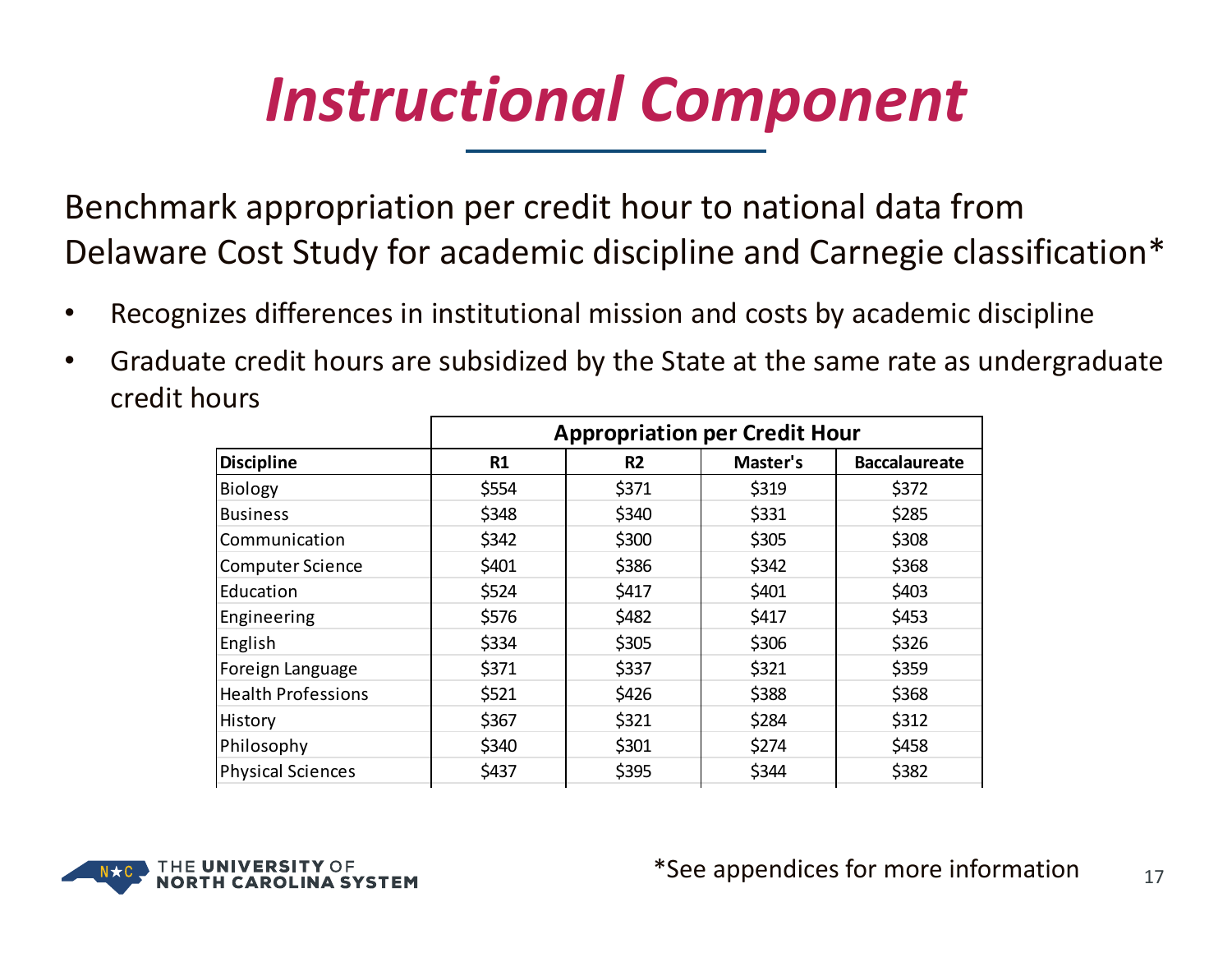# *Instructional Component*

Benchmark appropriation per credit hour to national data from Delaware Cost Study for academic discipline and Carnegie classification*

- Recognizes differences in institutional mission and costs by academic discipline
- Graduate credit hours are subsidized by the State at the same rate as undergraduate credit hours

| | Appropriation per Credit Hour | | | |
|---|---|---|---|---|
| **Discipline** | **R1** | **R2** | **Master's** | **Baccalaureate** |
| Biology | $554 | $371 | $319 | $372 |
| Business | $348 | $340 | $331 | $285 |
| Communication | $342 | $300 | $305 | $308 |
| Computer Science | $401 | $386 | $342 | $368 |
| Education | $524 | $417 | $401 | $403 |
| Engineering | $576 | $482 | $417 | $453 |
| English | $334 | $305 | $306 | $326 |
| Foreign Language | $371 | $337 | $321 | $359 |
| Health Professions | $521 | $426 | $388 | $368 |
| History | $367 | $321 | $284 | $312 |
| Philosophy | $340 | $301 | $274 | $458 |
| Physical Sciences | $437 | $395 | $344 | $382 |

THE UNIVERSITY OF NORTH CAROLINA SYSTEM

*See appendices for more information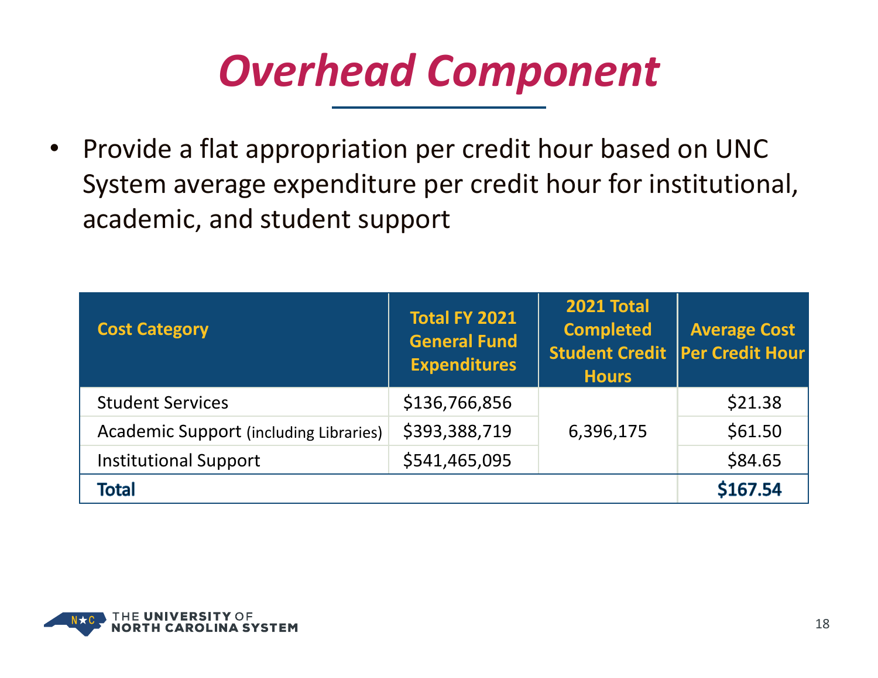# Overhead Component

- Provide a flat appropriation per credit hour based on UNC System average expenditure per credit hour for institutional, academic, and student support

| Cost Category | Total FY 2021 General Fund Expenditures | 2021 Total Completed Student Credit Hours | Average Cost Per Credit Hour |
|---|---|---|---|
| Student Services | $136,766,856 | 6,396,175 | $21.38 |
| Academic Support (including Libraries) | $393,388,719 | | $61.50 |
| Institutional Support | $541,465,095 | | $84.65 |
| **Total** | | | **$167.54** |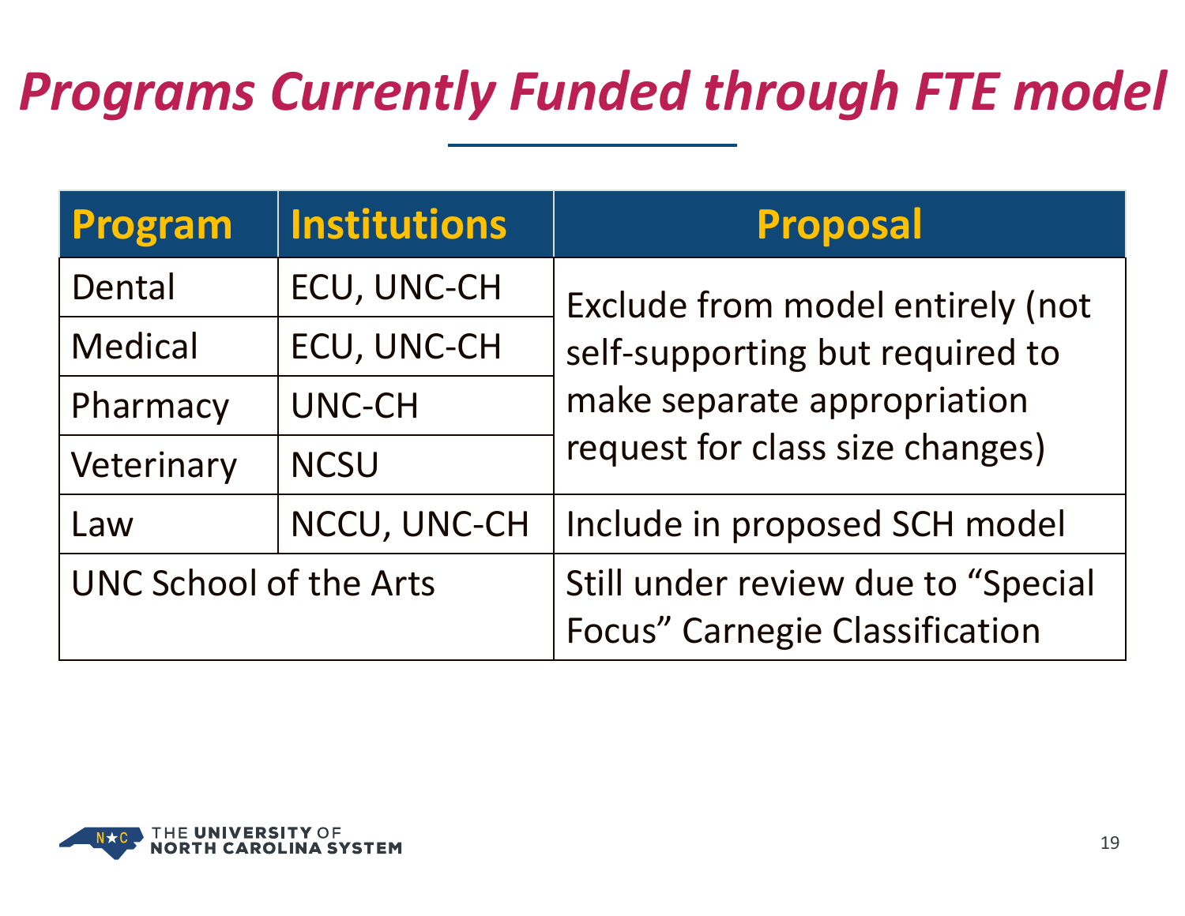# *Programs Currently Funded through FTE model*

| Program | Institutions | Proposal |
|---|---|---|
| Dental | ECU, UNC-CH | Exclude from model entirely (not self-supporting but required to make separate appropriation request for class size changes) |
| Medical | ECU, UNC-CH | |
| Pharmacy | UNC-CH | |
| Veterinary | NCSU | |
| Law | NCCU, UNC-CH | Include in proposed SCH model |
| UNC School of the Arts | | Still under review due to "Special Focus" Carnegie Classification |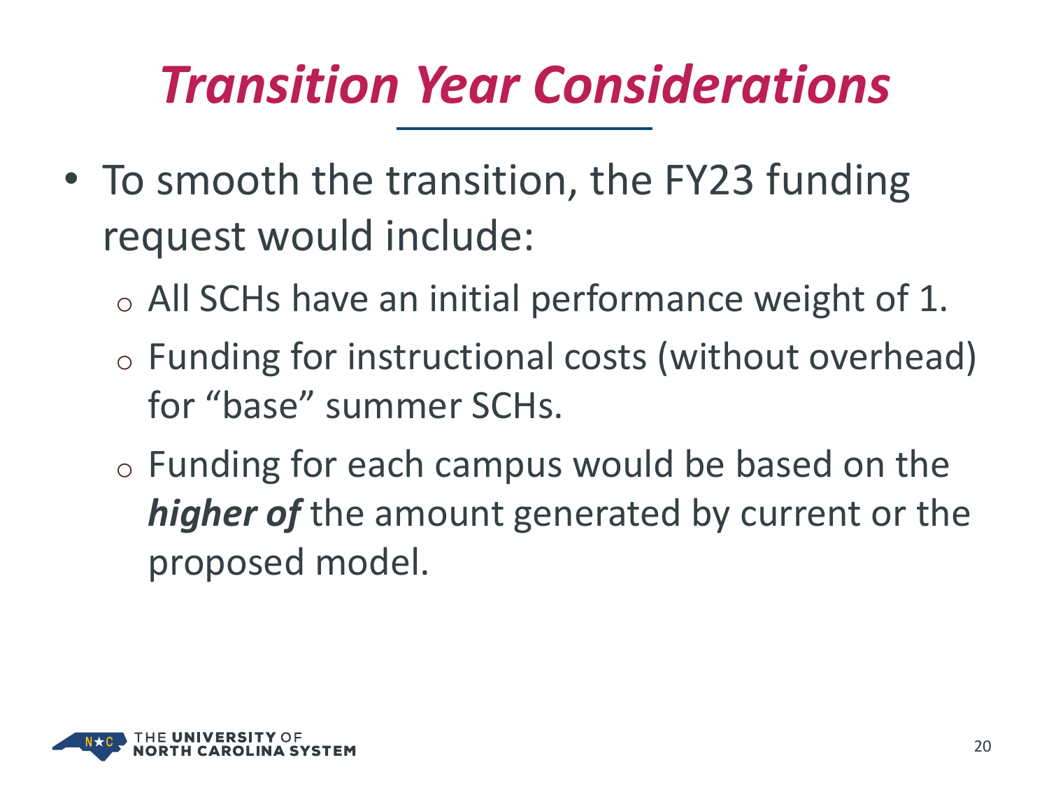# *Transition Year Considerations*

- To smooth the transition, the FY23 funding request would include:
  - All SCHs have an initial performance weight of 1.
  - Funding for instructional costs (without overhead) for "base" summer SCHs.
  - Funding for each campus would be based on the ***higher of*** the amount generated by current or the proposed model.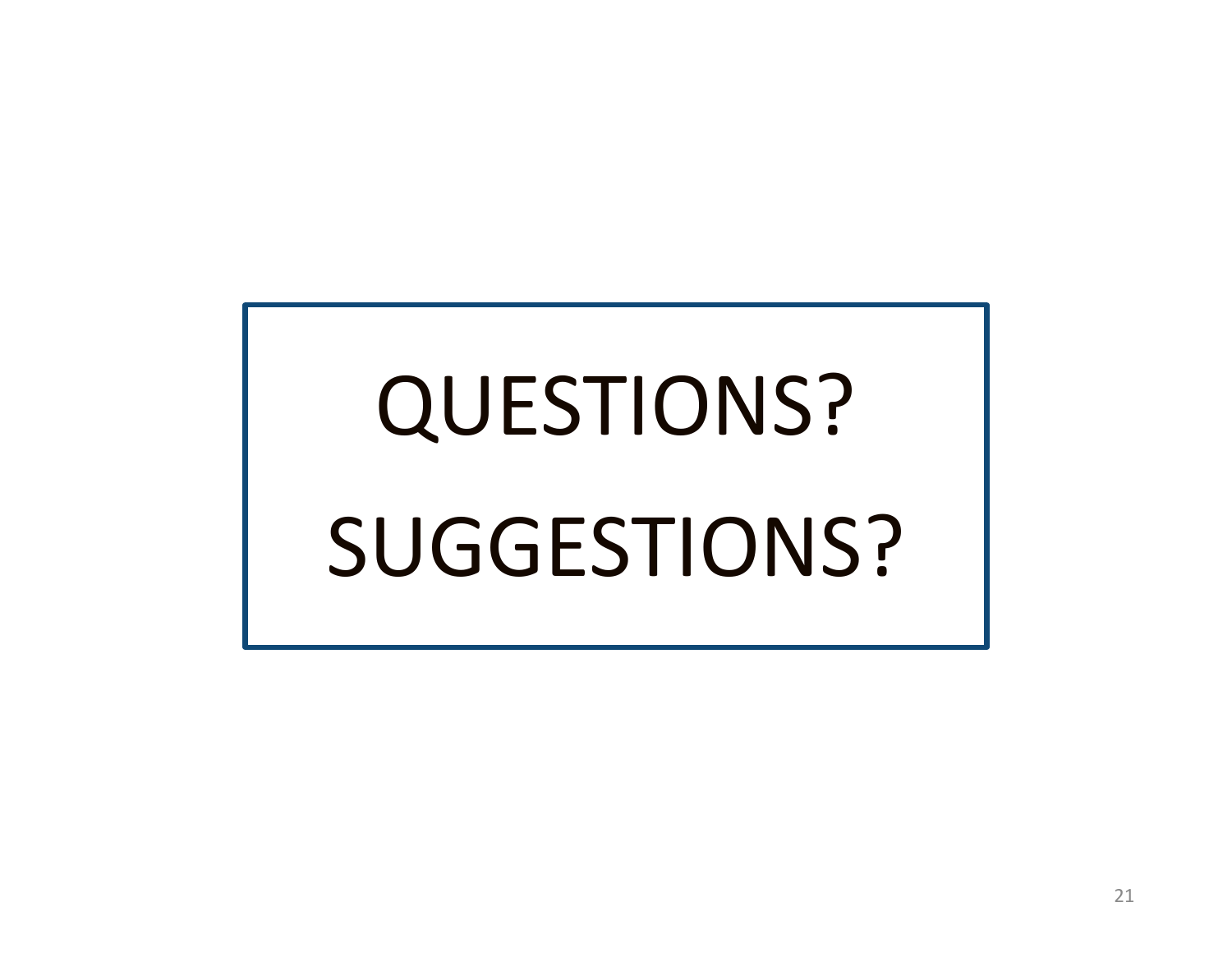QUESTIONS?

SUGGESTIONS?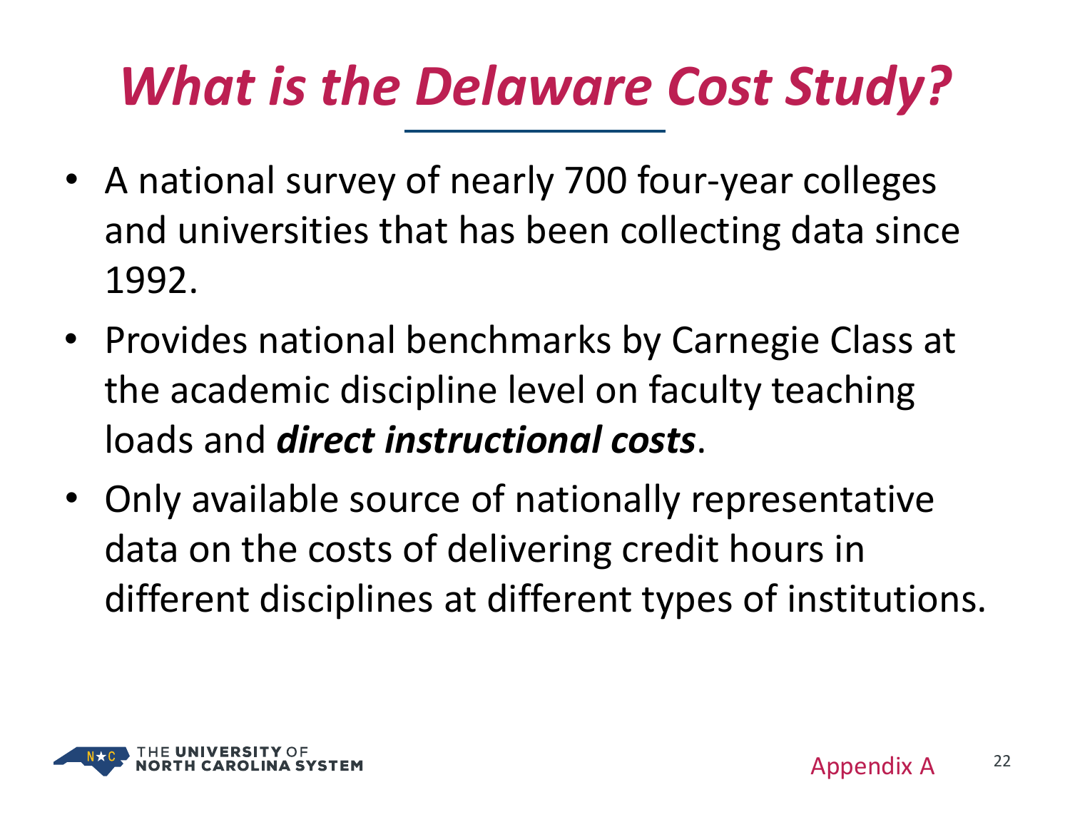# *What is the Delaware Cost Study?*

- A national survey of nearly 700 four-year colleges and universities that has been collecting data since 1992.
- Provides national benchmarks by Carnegie Class at the academic discipline level on faculty teaching loads and ***direct instructional costs***.
- Only available source of nationally representative data on the costs of delivering credit hours in different disciplines at different types of institutions.

Appendix A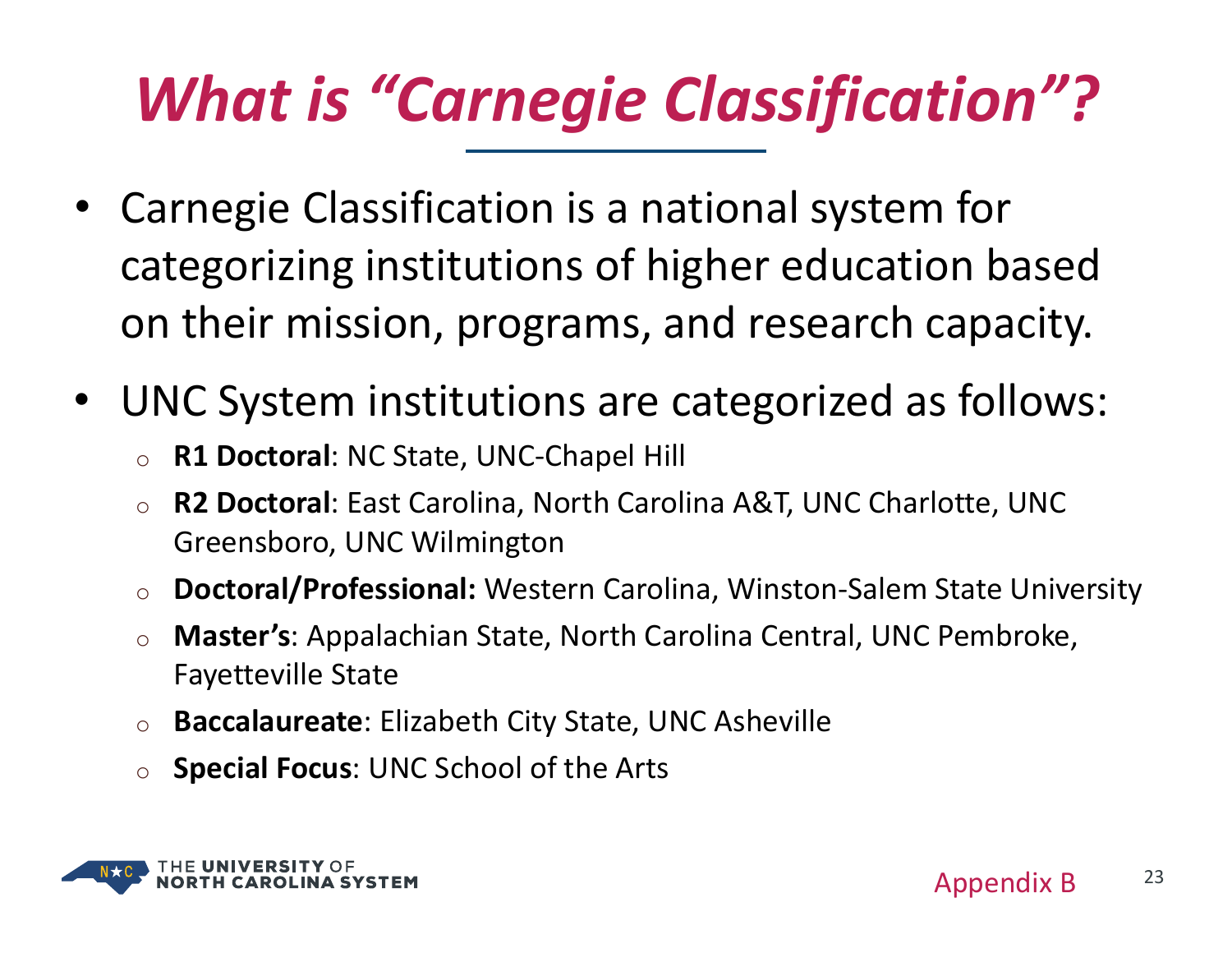# What is "Carnegie Classification"?

- Carnegie Classification is a national system for categorizing institutions of higher education based on their mission, programs, and research capacity.
- UNC System institutions are categorized as follows:
  - **R1 Doctoral**: NC State, UNC-Chapel Hill
  - **R2 Doctoral**: East Carolina, North Carolina A&T, UNC Charlotte, UNC Greensboro, UNC Wilmington
  - **Doctoral/Professional:** Western Carolina, Winston-Salem State University
  - **Master's**: Appalachian State, North Carolina Central, UNC Pembroke, Fayetteville State
  - **Baccalaureate**: Elizabeth City State, UNC Asheville
  - **Special Focus**: UNC School of the Arts

Appendix B